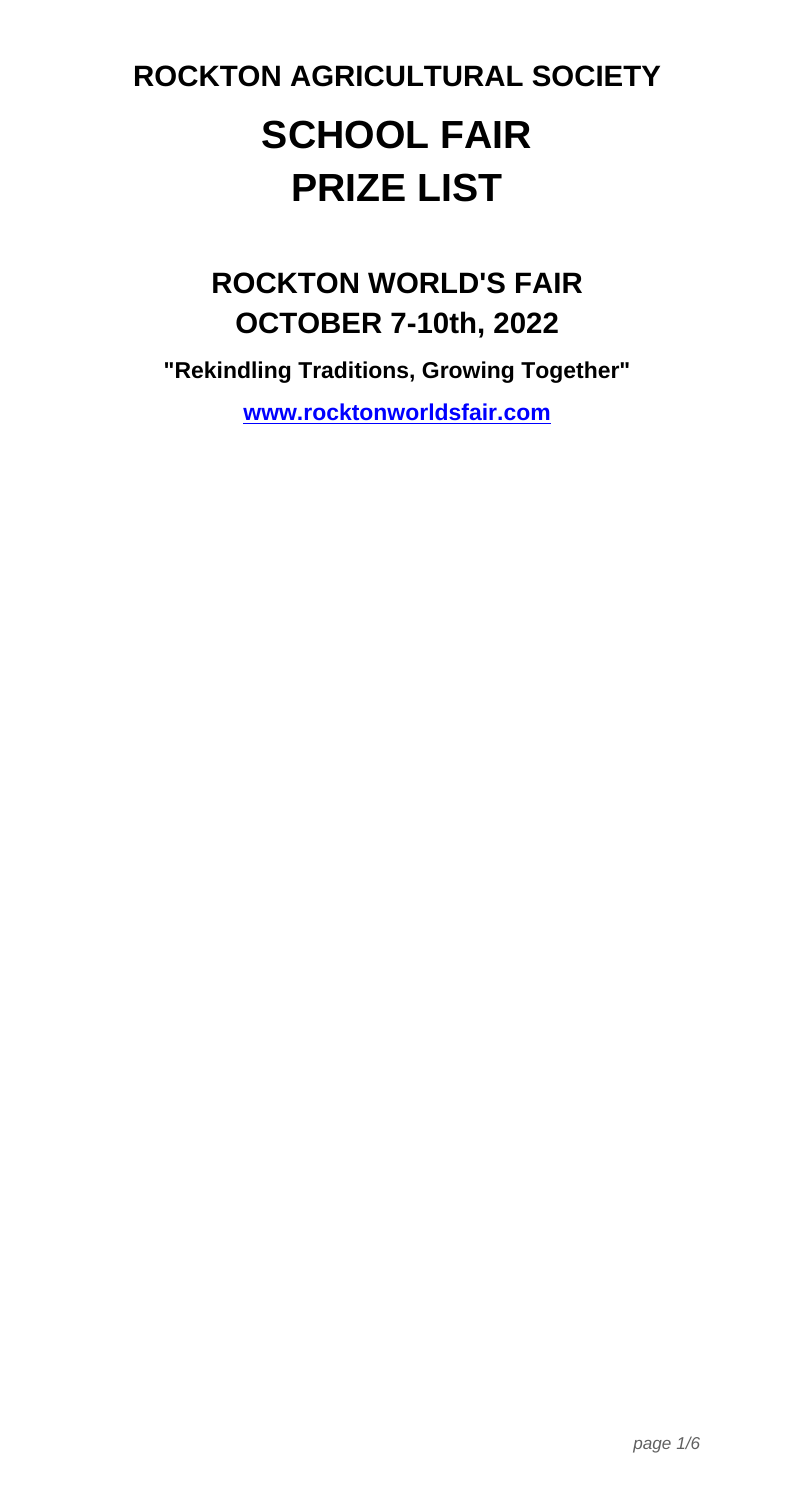## ROCKTON AGRICULTURAL SOCIETY

# SCHOOL FAIR
# PRIZE LIST

## ROCKTON WORLD'S FAIR
## OCTOBER 7-10th, 2022

**"Rekindling Traditions, Growing Together"**

**[www.rocktonworldsfair.com](http://www.rocktonworldsfair.com)**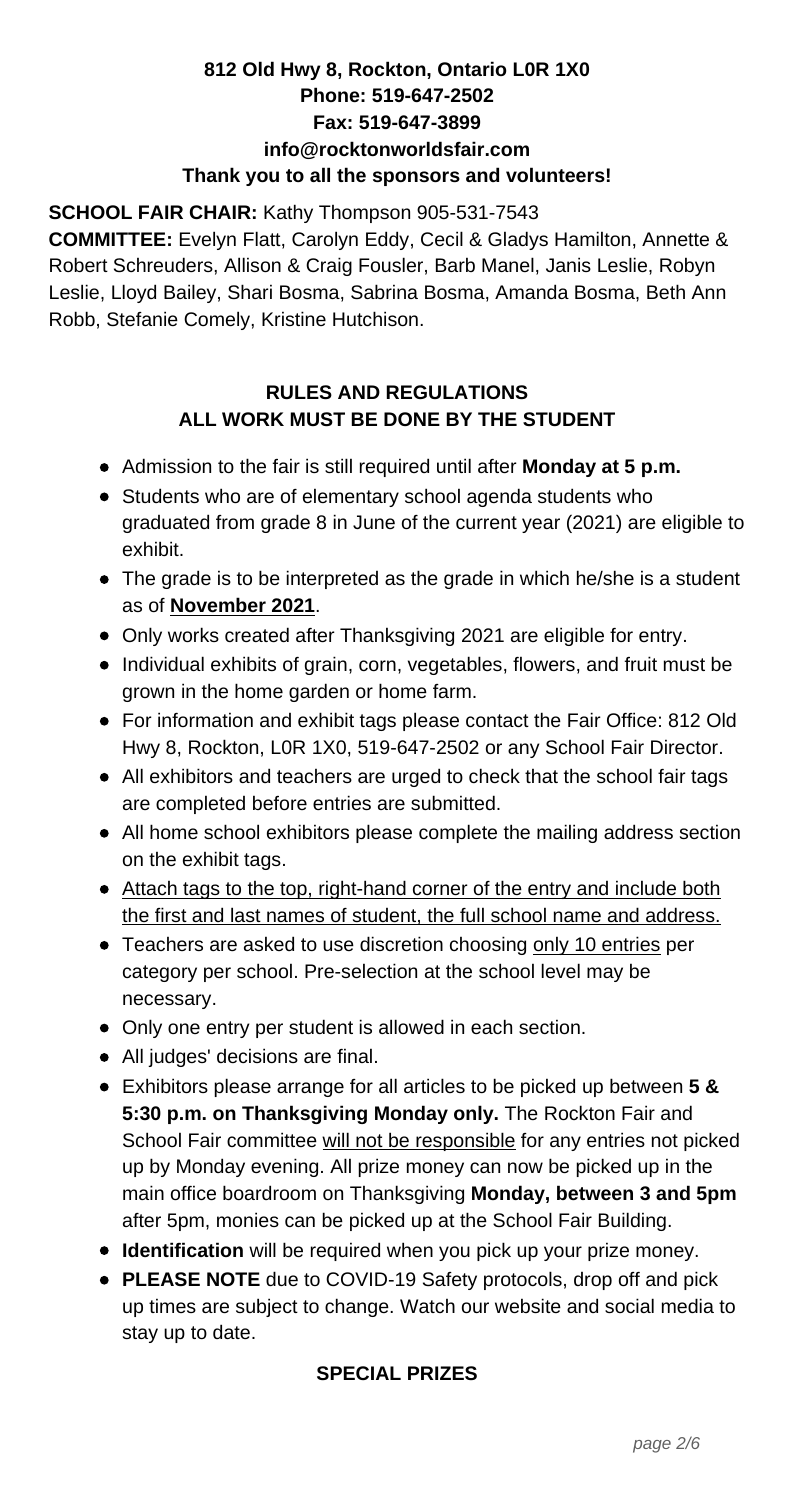**812 Old Hwy 8, Rockton, Ontario L0R 1X0**
**Phone: 519-647-2502**
**Fax: 519-647-3899**
**info@rocktonworldsfair.com**
**Thank you to all the sponsors and volunteers!**

**SCHOOL FAIR CHAIR:** Kathy Thompson 905-531-7543

**COMMITTEE:** Evelyn Flatt, Carolyn Eddy, Cecil & Gladys Hamilton, Annette & Robert Schreuders, Allison & Craig Fousler, Barb Manel, Janis Leslie, Robyn Leslie, Lloyd Bailey, Shari Bosma, Sabrina Bosma, Amanda Bosma, Beth Ann Robb, Stefanie Comely, Kristine Hutchison.

## RULES AND REGULATIONS
## ALL WORK MUST BE DONE BY THE STUDENT

- Admission to the fair is still required until after **Monday at 5 p.m.**
- Students who are of elementary school agenda students who graduated from grade 8 in June of the current year (2021) are eligible to exhibit.
- The grade is to be interpreted as the grade in which he/she is a student as of **November 2021**.
- Only works created after Thanksgiving 2021 are eligible for entry.
- Individual exhibits of grain, corn, vegetables, flowers, and fruit must be grown in the home garden or home farm.
- For information and exhibit tags please contact the Fair Office: 812 Old Hwy 8, Rockton, L0R 1X0, 519-647-2502 or any School Fair Director.
- All exhibitors and teachers are urged to check that the school fair tags are completed before entries are submitted.
- All home school exhibitors please complete the mailing address section on the exhibit tags.
- Attach tags to the top, right-hand corner of the entry and include both the first and last names of student, the full school name and address.
- Teachers are asked to use discretion choosing only 10 entries per category per school. Pre-selection at the school level may be necessary.
- Only one entry per student is allowed in each section.
- All judges' decisions are final.
- Exhibitors please arrange for all articles to be picked up between **5 & 5:30 p.m. on Thanksgiving Monday only.** The Rockton Fair and School Fair committee will not be responsible for any entries not picked up by Monday evening. All prize money can now be picked up in the main office boardroom on Thanksgiving **Monday, between 3 and 5pm** after 5pm, monies can be picked up at the School Fair Building.
- **Identification** will be required when you pick up your prize money.
- **PLEASE NOTE** due to COVID-19 Safety protocols, drop off and pick up times are subject to change. Watch our website and social media to stay up to date.

## SPECIAL PRIZES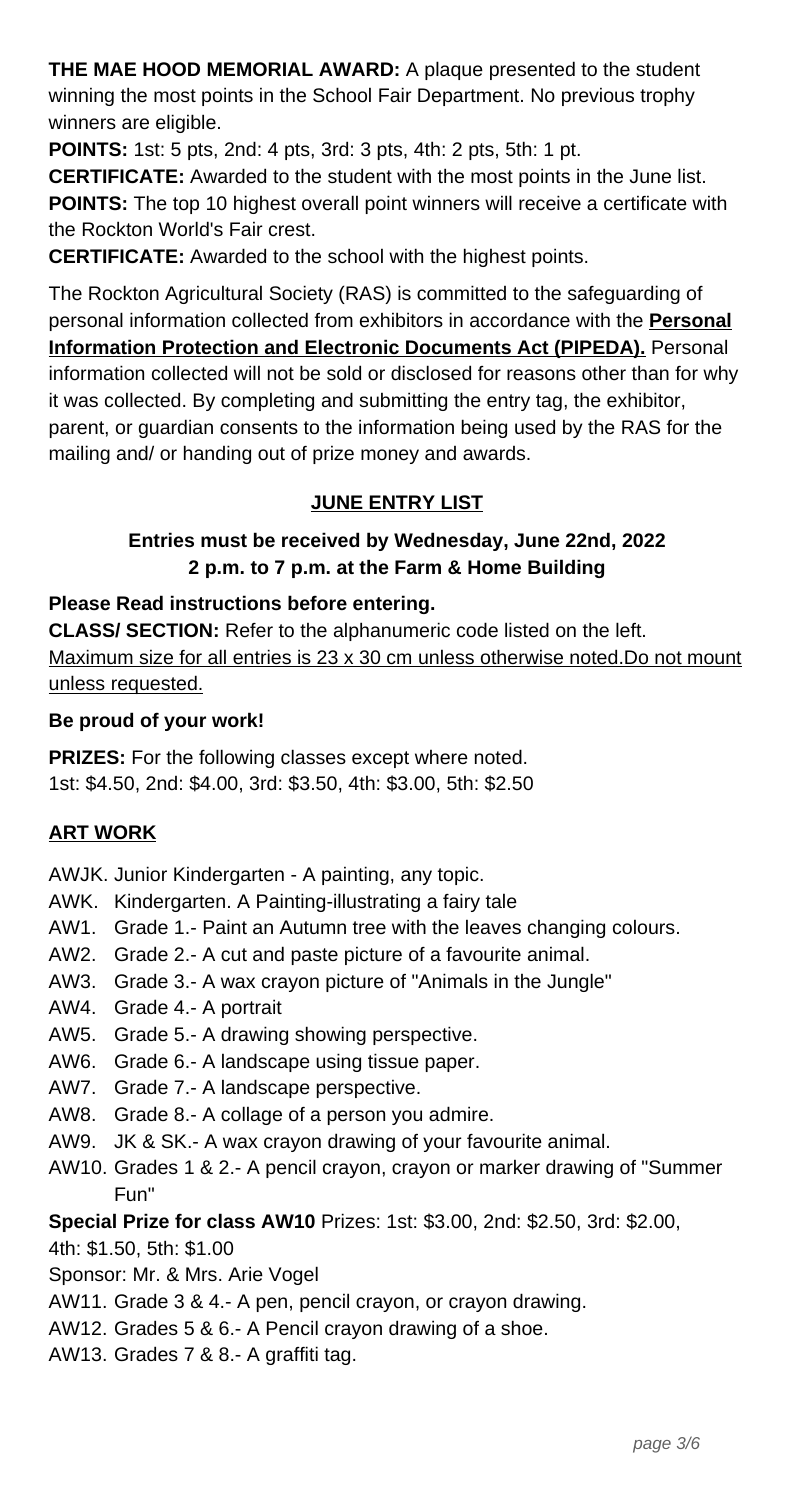**THE MAE HOOD MEMORIAL AWARD:** A plaque presented to the student winning the most points in the School Fair Department. No previous trophy winners are eligible.

**POINTS:** 1st: 5 pts, 2nd: 4 pts, 3rd: 3 pts, 4th: 2 pts, 5th: 1 pt.

**CERTIFICATE:** Awarded to the student with the most points in the June list.

**POINTS:** The top 10 highest overall point winners will receive a certificate with the Rockton World's Fair crest.

**CERTIFICATE:** Awarded to the school with the highest points.

The Rockton Agricultural Society (RAS) is committed to the safeguarding of personal information collected from exhibitors in accordance with the **Personal Information Protection and Electronic Documents Act (PIPEDA).** Personal information collected will not be sold or disclosed for reasons other than for why it was collected. By completing and submitting the entry tag, the exhibitor, parent, or guardian consents to the information being used by the RAS for the mailing and/ or handing out of prize money and awards.

## JUNE ENTRY LIST

**Entries must be received by Wednesday, June 22nd, 2022**
**2 p.m. to 7 p.m. at the Farm & Home Building**

**Please Read instructions before entering.**

**CLASS/ SECTION:** Refer to the alphanumeric code listed on the left.

Maximum size for all entries is 23 x 30 cm unless otherwise noted.Do not mount unless requested.

**Be proud of your work!**

**PRIZES:** For the following classes except where noted.
1st: $4.50, 2nd: $4.00, 3rd: $3.50, 4th: $3.00, 5th: $2.50

## ART WORK

- AWJK. Junior Kindergarten - A painting, any topic.
- AWK. Kindergarten. A Painting-illustrating a fairy tale
- AW1. Grade 1.- Paint an Autumn tree with the leaves changing colours.
- AW2. Grade 2.- A cut and paste picture of a favourite animal.
- AW3. Grade 3.- A wax crayon picture of "Animals in the Jungle"
- AW4. Grade 4.- A portrait
- AW5. Grade 5.- A drawing showing perspective.
- AW6. Grade 6.- A landscape using tissue paper.
- AW7. Grade 7.- A landscape perspective.
- AW8. Grade 8.- A collage of a person you admire.
- AW9. JK & SK.- A wax crayon drawing of your favourite animal.
- AW10. Grades 1 & 2.- A pencil crayon, crayon or marker drawing of "Summer Fun"

**Special Prize for class AW10** Prizes: 1st: $3.00, 2nd: $2.50, 3rd: $2.00, 4th: $1.50, 5th: $1.00
Sponsor: Mr. & Mrs. Arie Vogel

- AW11. Grade 3 & 4.- A pen, pencil crayon, or crayon drawing.
- AW12. Grades 5 & 6.- A Pencil crayon drawing of a shoe.
- AW13. Grades 7 & 8.- A graffiti tag.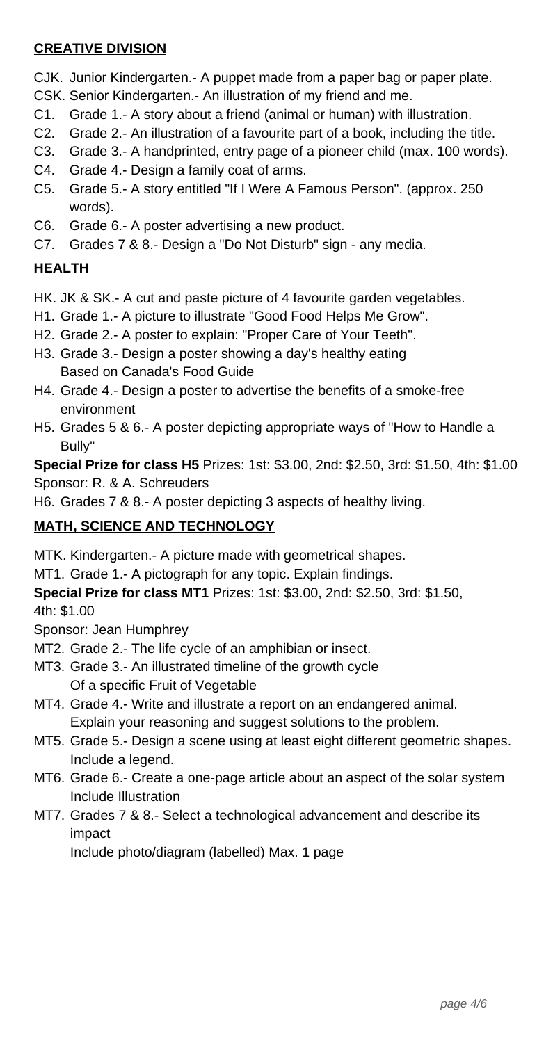## CREATIVE DIVISION

CJK. Junior Kindergarten.- A puppet made from a paper bag or paper plate.
CSK. Senior Kindergarten.- An illustration of my friend and me.
C1. Grade 1.- A story about a friend (animal or human) with illustration.
C2. Grade 2.- An illustration of a favourite part of a book, including the title.
C3. Grade 3.- A handprinted, entry page of a pioneer child (max. 100 words).
C4. Grade 4.- Design a family coat of arms.
C5. Grade 5.- A story entitled "If I Were A Famous Person". (approx. 250 words).
C6. Grade 6.- A poster advertising a new product.
C7. Grades 7 & 8.- Design a "Do Not Disturb" sign - any media.

## HEALTH

HK. JK & SK.- A cut and paste picture of 4 favourite garden vegetables.
H1. Grade 1.- A picture to illustrate "Good Food Helps Me Grow".
H2. Grade 2.- A poster to explain: "Proper Care of Your Teeth".
H3. Grade 3.- Design a poster showing a day's healthy eating
Based on Canada's Food Guide
H4. Grade 4.- Design a poster to advertise the benefits of a smoke-free environment
H5. Grades 5 & 6.- A poster depicting appropriate ways of "How to Handle a Bully"

**Special Prize for class H5** Prizes: 1st: $3.00, 2nd: $2.50, 3rd: $1.50, 4th: $1.00
Sponsor: R. & A. Schreuders

H6. Grades 7 & 8.- A poster depicting 3 aspects of healthy living.

## MATH, SCIENCE AND TECHNOLOGY

MTK. Kindergarten.- A picture made with geometrical shapes.
MT1. Grade 1.- A pictograph for any topic. Explain findings.

**Special Prize for class MT1** Prizes: 1st: $3.00, 2nd: $2.50, 3rd: $1.50, 4th: $1.00
Sponsor: Jean Humphrey

MT2. Grade 2.- The life cycle of an amphibian or insect.
MT3. Grade 3.- An illustrated timeline of the growth cycle
Of a specific Fruit of Vegetable
MT4. Grade 4.- Write and illustrate a report on an endangered animal.
Explain your reasoning and suggest solutions to the problem.
MT5. Grade 5.- Design a scene using at least eight different geometric shapes.
Include a legend.
MT6. Grade 6.- Create a one-page article about an aspect of the solar system
Include Illustration
MT7. Grades 7 & 8.- Select a technological advancement and describe its impact
Include photo/diagram (labelled) Max. 1 page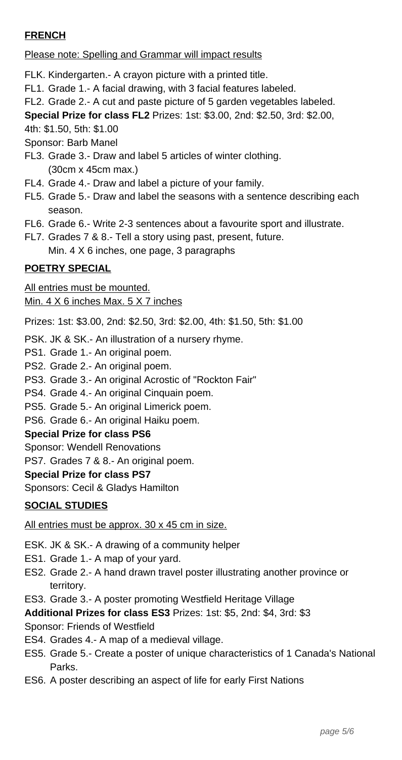## FRENCH

Please note: Spelling and Grammar will impact results

FLK. Kindergarten.- A crayon picture with a printed title.

FL1. Grade 1.- A facial drawing, with 3 facial features labeled.

FL2. Grade 2.- A cut and paste picture of 5 garden vegetables labeled.

**Special Prize for class FL2** Prizes: 1st: $3.00, 2nd: $2.50, 3rd: $2.00, 4th: $1.50, 5th: $1.00

Sponsor: Barb Manel

FL3. Grade 3.- Draw and label 5 articles of winter clothing. (30cm x 45cm max.)

FL4. Grade 4.- Draw and label a picture of your family.

FL5. Grade 5.- Draw and label the seasons with a sentence describing each season.

FL6. Grade 6.- Write 2-3 sentences about a favourite sport and illustrate.

FL7. Grades 7 & 8.- Tell a story using past, present, future. Min. 4 X 6 inches, one page, 3 paragraphs

## POETRY SPECIAL

All entries must be mounted.
Min. 4 X 6 inches Max. 5 X 7 inches

Prizes: 1st: $3.00, 2nd: $2.50, 3rd: $2.00, 4th: $1.50, 5th: $1.00

PSK. JK & SK.- An illustration of a nursery rhyme.

PS1. Grade 1.- An original poem.

PS2. Grade 2.- An original poem.

PS3. Grade 3.- An original Acrostic of "Rockton Fair"

PS4. Grade 4.- An original Cinquain poem.

PS5. Grade 5.- An original Limerick poem.

PS6. Grade 6.- An original Haiku poem.

**Special Prize for class PS6**

Sponsor: Wendell Renovations

PS7. Grades 7 & 8.- An original poem.

**Special Prize for class PS7**

Sponsors: Cecil & Gladys Hamilton

## SOCIAL STUDIES

All entries must be approx. 30 x 45 cm in size.

ESK. JK & SK.- A drawing of a community helper

ES1. Grade 1.- A map of your yard.

ES2. Grade 2.- A hand drawn travel poster illustrating another province or territory.

ES3. Grade 3.- A poster promoting Westfield Heritage Village

**Additional Prizes for class ES3** Prizes: 1st: $5, 2nd: $4, 3rd: $3

Sponsor: Friends of Westfield

ES4. Grades 4.- A map of a medieval village.

ES5. Grade 5.- Create a poster of unique characteristics of 1 Canada's National Parks.

ES6. A poster describing an aspect of life for early First Nations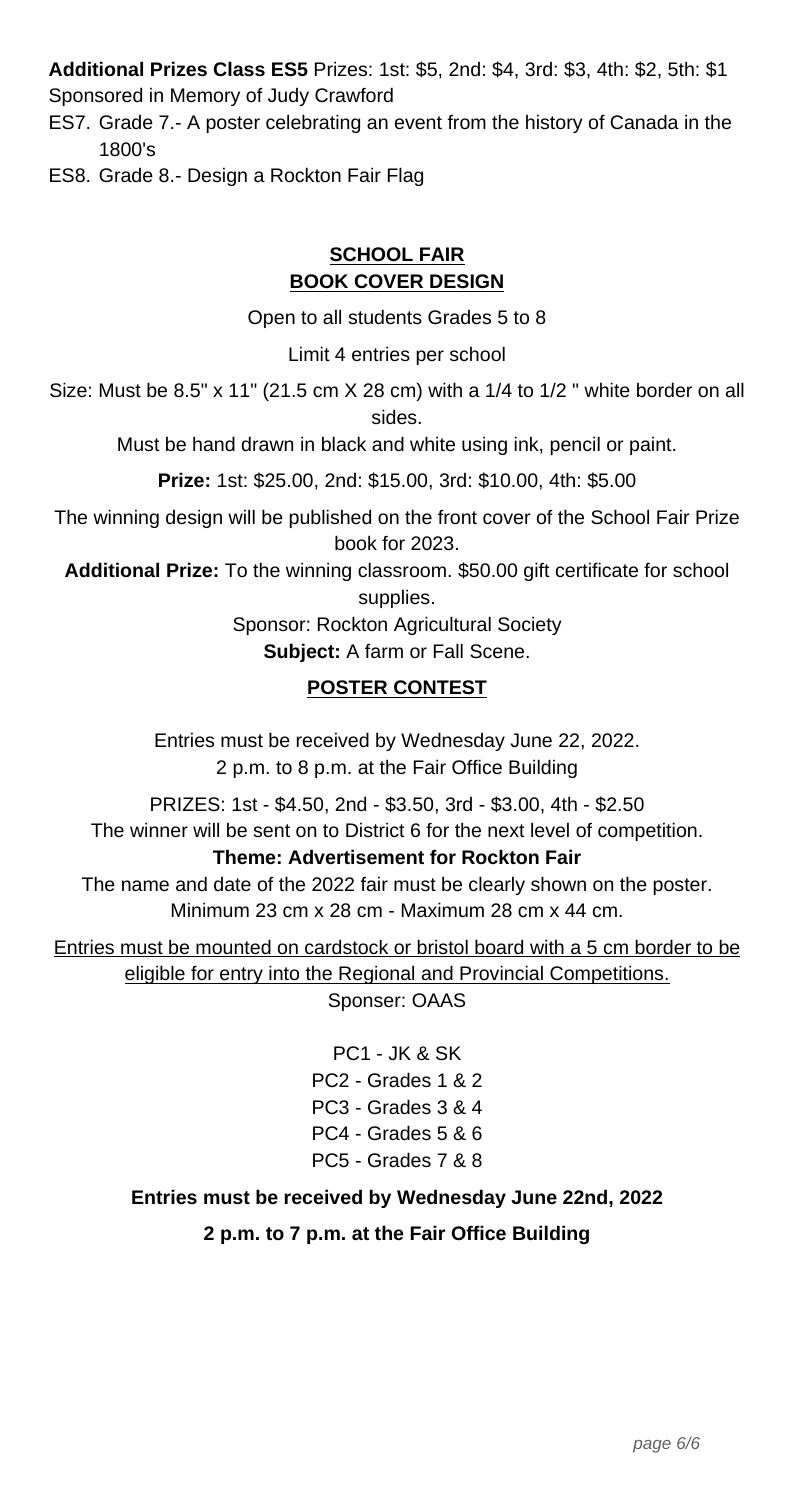**Additional Prizes Class ES5** Prizes: 1st: $5, 2nd: $4, 3rd: $3, 4th: $2, 5th: $1
Sponsored in Memory of Judy Crawford

- ES7. Grade 7.- A poster celebrating an event from the history of Canada in the 1800's
- ES8. Grade 8.- Design a Rockton Fair Flag

## SCHOOL FAIR
## BOOK COVER DESIGN

Open to all students Grades 5 to 8

Limit 4 entries per school

Size: Must be 8.5" x 11" (21.5 cm X 28 cm) with a 1/4 to 1/2 " white border on all sides.

Must be hand drawn in black and white using ink, pencil or paint.

**Prize:** 1st: $25.00, 2nd: $15.00, 3rd: $10.00, 4th: $5.00

The winning design will be published on the front cover of the School Fair Prize book for 2023.

**Additional Prize:** To the winning classroom. $50.00 gift certificate for school supplies.

Sponsor: Rockton Agricultural Society

**Subject:** A farm or Fall Scene.

## POSTER CONTEST

Entries must be received by Wednesday June 22, 2022.
2 p.m. to 8 p.m. at the Fair Office Building

PRIZES: 1st - $4.50, 2nd - $3.50, 3rd - $3.00, 4th - $2.50
The winner will be sent on to District 6 for the next level of competition.

**Theme: Advertisement for Rockton Fair**

The name and date of the 2022 fair must be clearly shown on the poster.
Minimum 23 cm x 28 cm - Maximum 28 cm x 44 cm.

Entries must be mounted on cardstock or bristol board with a 5 cm border to be eligible for entry into the Regional and Provincial Competitions.

Sponser: OAAS

PC1 - JK & SK
PC2 - Grades 1 & 2
PC3 - Grades 3 & 4
PC4 - Grades 5 & 6
PC5 - Grades 7 & 8

**Entries must be received by Wednesday June 22nd, 2022**

**2 p.m. to 7 p.m. at the Fair Office Building**